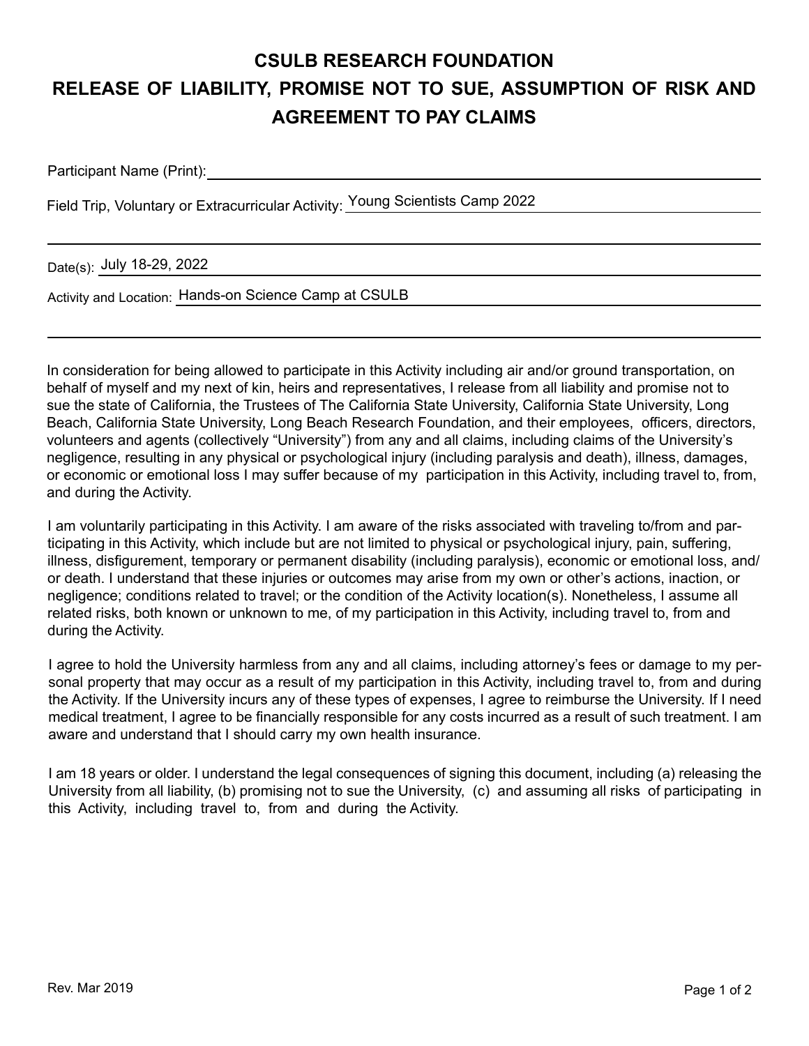# CSULB RESEARCH FOUNDATION

## RELEASE OF LIABILITY, PROMISE NOT TO SUE, ASSUMPTION OF RISK AND AGREEMENT TO PAY CLAIMS

Participant Name (Print): ____________________

Field Trip, Voluntary or Extracurricular Activity: Young Scientists Camp 2022

Date(s): July 18-29, 2022

Activity and Location: Hands-on Science Camp at CSULB

In consideration for being allowed to participate in this Activity including air and/or ground transportation, on behalf of myself and my next of kin, heirs and representatives, I release from all liability and promise not to sue the state of California, the Trustees of The California State University, California State University, Long Beach, California State University, Long Beach Research Foundation, and their employees, officers, directors, volunteers and agents (collectively "University") from any and all claims, including claims of the University's negligence, resulting in any physical or psychological injury (including paralysis and death), illness, damages, or economic or emotional loss I may suffer because of my participation in this Activity, including travel to, from, and during the Activity.

I am voluntarily participating in this Activity. I am aware of the risks associated with traveling to/from and participating in this Activity, which include but are not limited to physical or psychological injury, pain, suffering, illness, disfigurement, temporary or permanent disability (including paralysis), economic or emotional loss, and/or death. I understand that these injuries or outcomes may arise from my own or other's actions, inaction, or negligence; conditions related to travel; or the condition of the Activity location(s). Nonetheless, I assume all related risks, both known or unknown to me, of my participation in this Activity, including travel to, from and during the Activity.

I agree to hold the University harmless from any and all claims, including attorney's fees or damage to my personal property that may occur as a result of my participation in this Activity, including travel to, from and during the Activity. If the University incurs any of these types of expenses, I agree to reimburse the University. If I need medical treatment, I agree to be financially responsible for any costs incurred as a result of such treatment. I am aware and understand that I should carry my own health insurance.

I am 18 years or older. I understand the legal consequences of signing this document, including (a) releasing the University from all liability, (b) promising not to sue the University, (c) and assuming all risks of participating in this Activity, including travel to, from and during the Activity.

Rev. Mar 2019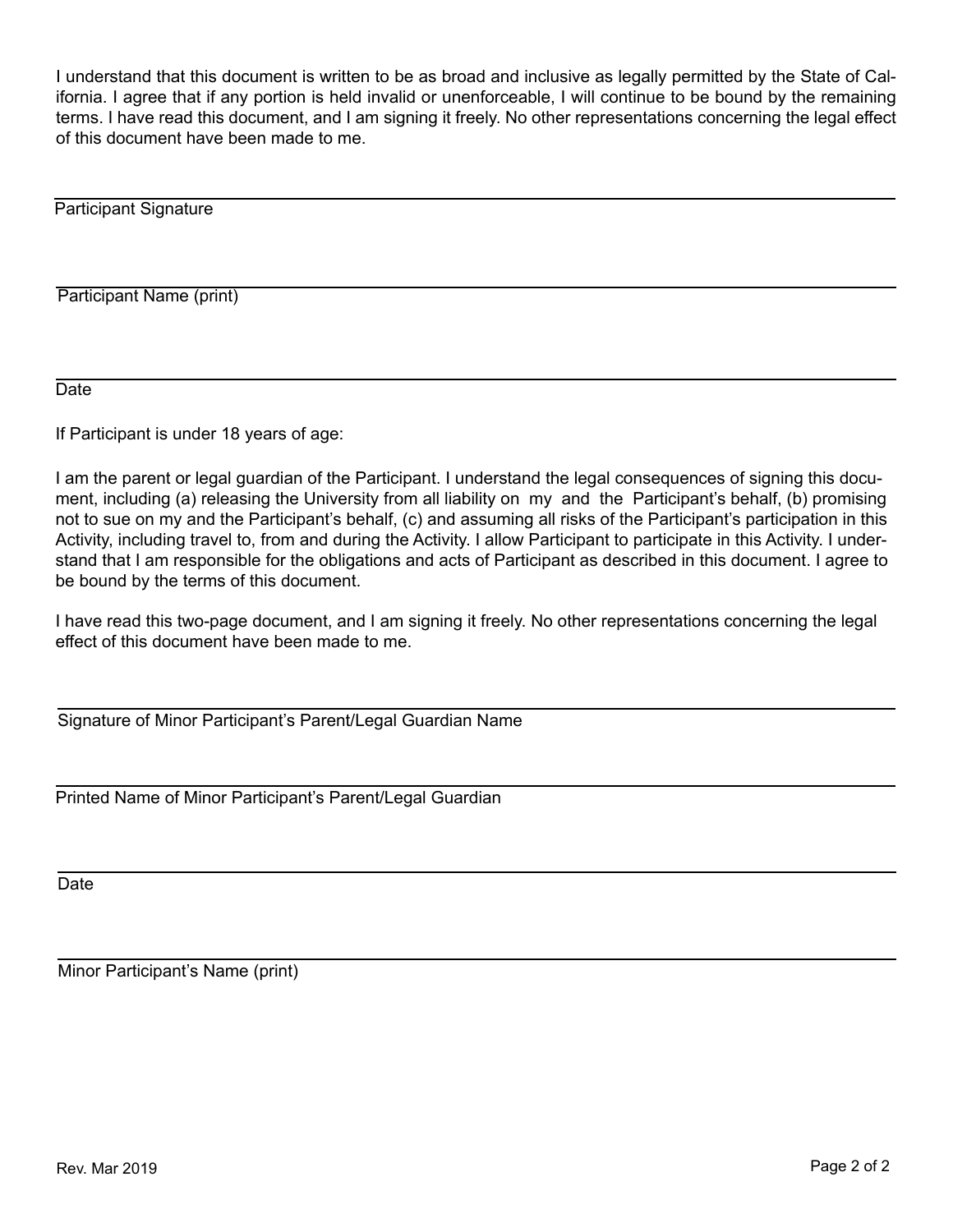I understand that this document is written to be as broad and inclusive as legally permitted by the State of California. I agree that if any portion is held invalid or unenforceable, I will continue to be bound by the remaining terms. I have read this document, and I am signing it freely. No other representations concerning the legal effect of this document have been made to me.

\_\_\_\_\_\_\_\_\_\_\_\_\_\_\_\_\_\_\_\_\_\_\_\_\_\_\_\_\_\_\_\_\_\_\_\_\_\_\_\_\_\_\_\_\_\_\_\_

Participant Signature

\_\_\_\_\_\_\_\_\_\_\_\_\_\_\_\_\_\_\_\_\_\_\_\_\_\_\_\_\_\_\_\_\_\_\_\_\_\_\_\_\_\_\_\_\_\_\_\_

Participant Name (print)

\_\_\_\_\_\_\_\_\_\_\_\_\_\_\_\_\_\_\_\_\_\_\_\_\_\_\_\_\_\_\_\_\_\_\_\_\_\_\_\_\_\_\_\_\_\_\_\_

Date

If Participant is under 18 years of age:

I am the parent or legal guardian of the Participant. I understand the legal consequences of signing this document, including (a) releasing the University from all liability on my and the Participant's behalf, (b) promising not to sue on my and the Participant's behalf, (c) and assuming all risks of the Participant's participation in this Activity, including travel to, from and during the Activity. I allow Participant to participate in this Activity. I understand that I am responsible for the obligations and acts of Participant as described in this document. I agree to be bound by the terms of this document.

I have read this two-page document, and I am signing it freely. No other representations concerning the legal effect of this document have been made to me.

\_\_\_\_\_\_\_\_\_\_\_\_\_\_\_\_\_\_\_\_\_\_\_\_\_\_\_\_\_\_\_\_\_\_\_\_\_\_\_\_\_\_\_\_\_\_\_\_

Signature of Minor Participant's Parent/Legal Guardian Name

\_\_\_\_\_\_\_\_\_\_\_\_\_\_\_\_\_\_\_\_\_\_\_\_\_\_\_\_\_\_\_\_\_\_\_\_\_\_\_\_\_\_\_\_\_\_\_\_

Printed Name of Minor Participant's Parent/Legal Guardian

\_\_\_\_\_\_\_\_\_\_\_\_\_\_\_\_\_\_\_\_\_\_\_\_\_\_\_\_\_\_\_\_\_\_\_\_\_\_\_\_\_\_\_\_\_\_\_\_

Date

\_\_\_\_\_\_\_\_\_\_\_\_\_\_\_\_\_\_\_\_\_\_\_\_\_\_\_\_\_\_\_\_\_\_\_\_\_\_\_\_\_\_\_\_\_\_\_\_

Minor Participant's Name (print)

Rev. Mar 2019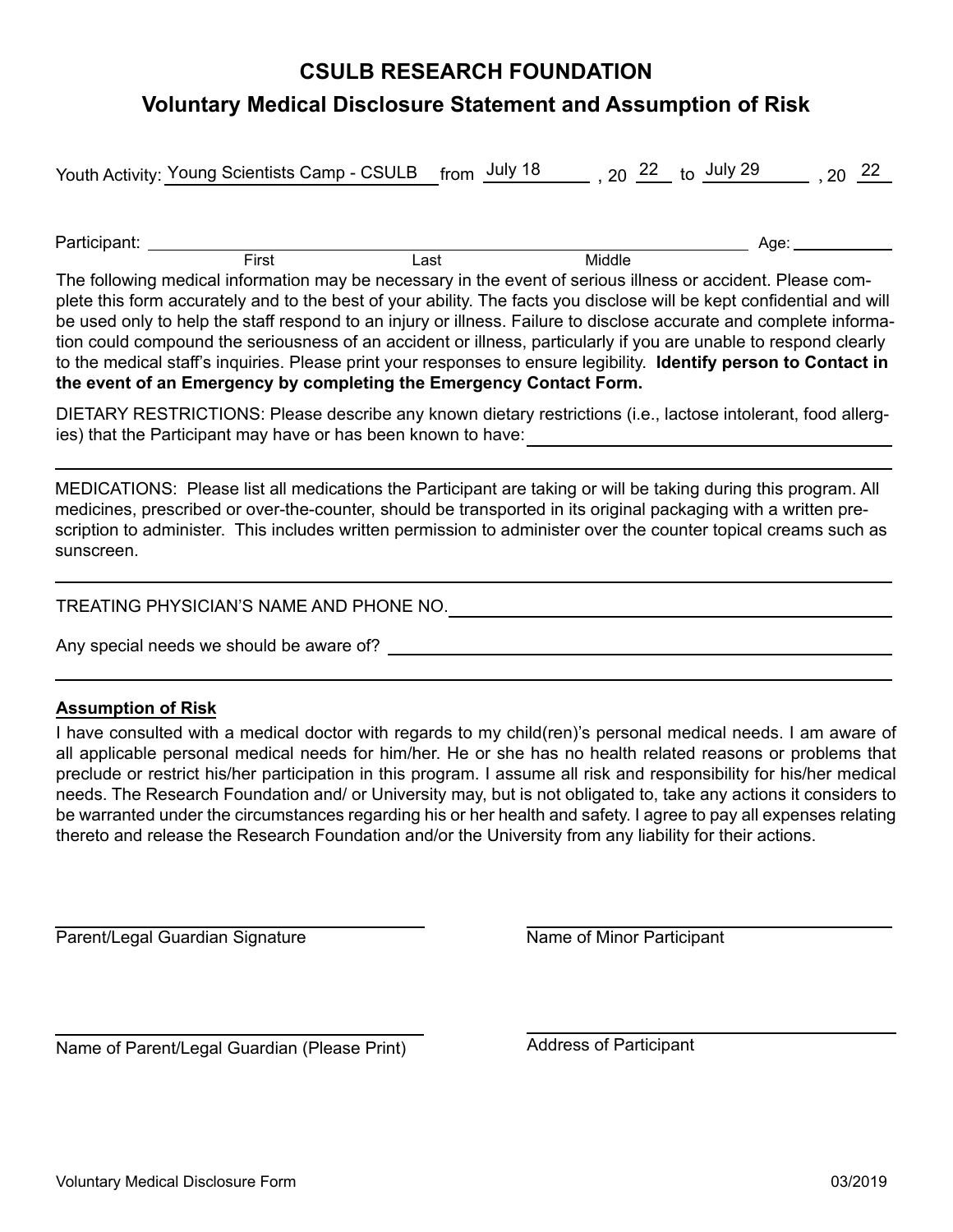# CSULB RESEARCH FOUNDATION

## Voluntary Medical Disclosure Statement and Assumption of Risk

Youth Activity: Young Scientists Camp - CSULB from July 18, 20 22 to July 29, 20 22

Participant: ______________________________ Age: __________
First Last Middle

The following medical information may be necessary in the event of serious illness or accident. Please complete this form accurately and to the best of your ability. The facts you disclose will be kept confidential and will be used only to help the staff respond to an injury or illness. Failure to disclose accurate and complete information could compound the seriousness of an accident or illness, particularly if you are unable to respond clearly to the medical staff's inquiries. Please print your responses to ensure legibility. **Identify person to Contact in the event of an Emergency by completing the Emergency Contact Form.**

DIETARY RESTRICTIONS: Please describe any known dietary restrictions (i.e., lactose intolerant, food allergies) that the Participant may have or has been known to have: ______________________________

______________________________

MEDICATIONS: Please list all medications the Participant are taking or will be taking during this program. All medicines, prescribed or over-the-counter, should be transported in its original packaging with a written prescription to administer. This includes written permission to administer over the counter topical creams such as sunscreen.

______________________________

TREATING PHYSICIAN'S NAME AND PHONE NO. ______________________________

Any special needs we should be aware of? ______________________________

______________________________

**Assumption of Risk**

I have consulted with a medical doctor with regards to my child(ren)'s personal medical needs. I am aware of all applicable personal medical needs for him/her. He or she has no health related reasons or problems that preclude or restrict his/her participation in this program. I assume all risk and responsibility for his/her medical needs. The Research Foundation and/ or University may, but is not obligated to, take any actions it considers to be warranted under the circumstances regarding his or her health and safety. I agree to pay all expenses relating thereto and release the Research Foundation and/or the University from any liability for their actions.

______________________________
Parent/Legal Guardian Signature

______________________________
Name of Minor Participant

______________________________
Name of Parent/Legal Guardian (Please Print)

______________________________
Address of Participant

Voluntary Medical Disclosure Form 03/2019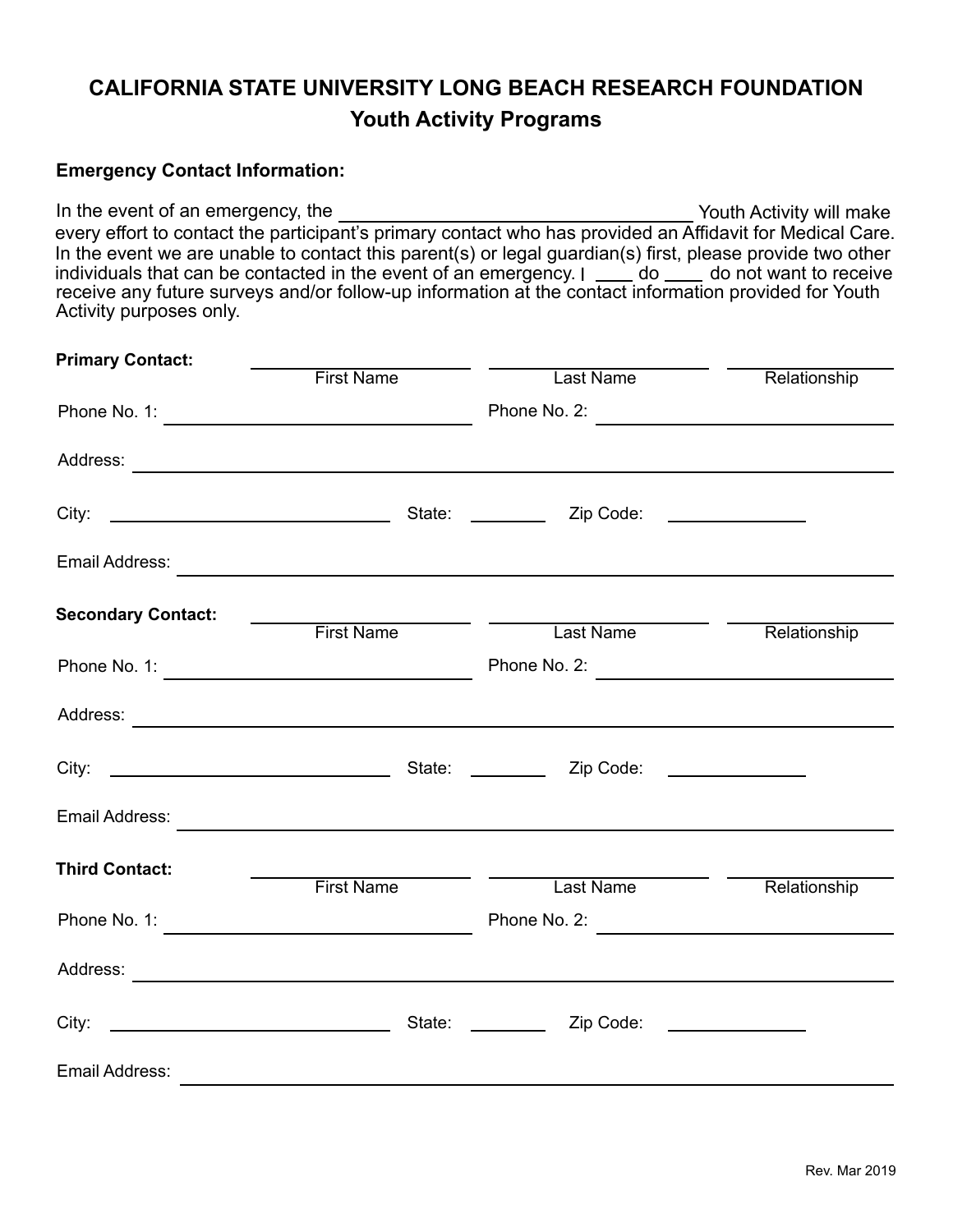# CALIFORNIA STATE UNIVERSITY LONG BEACH RESEARCH FOUNDATION

## Youth Activity Programs

**Emergency Contact Information:**

In the event of an emergency, the ________________________________ Youth Activity will make every effort to contact the participant's primary contact who has provided an Affidavit for Medical Care. In the event we are unable to contact this parent(s) or legal guardian(s) first, please provide two other individuals that can be contacted in the event of an emergency. I ____ do ____ do not want to receive receive any future surveys and/or follow-up information at the contact information provided for Youth Activity purposes only.

**Primary Contact:** ____________________ ____________________ ____________________
First Name / Last Name / Relationship

Phone No. 1: ____________________ Phone No. 2: ____________________

Address: ________________________________________

City: ____________________ State: ________ Zip Code: ____________

Email Address: ________________________________________

**Secondary Contact:** ____________________ ____________________ ____________________
First Name / Last Name / Relationship

Phone No. 1: ____________________ Phone No. 2: ____________________

Address: ________________________________________

City: ____________________ State: ________ Zip Code: ____________

Email Address: ________________________________________

**Third Contact:** ____________________ ____________________ ____________________
First Name / Last Name / Relationship

Phone No. 1: ____________________ Phone No. 2: ____________________

Address: ________________________________________

City: ____________________ State: ________ Zip Code: ____________

Email Address: ________________________________________

Rev. Mar 2019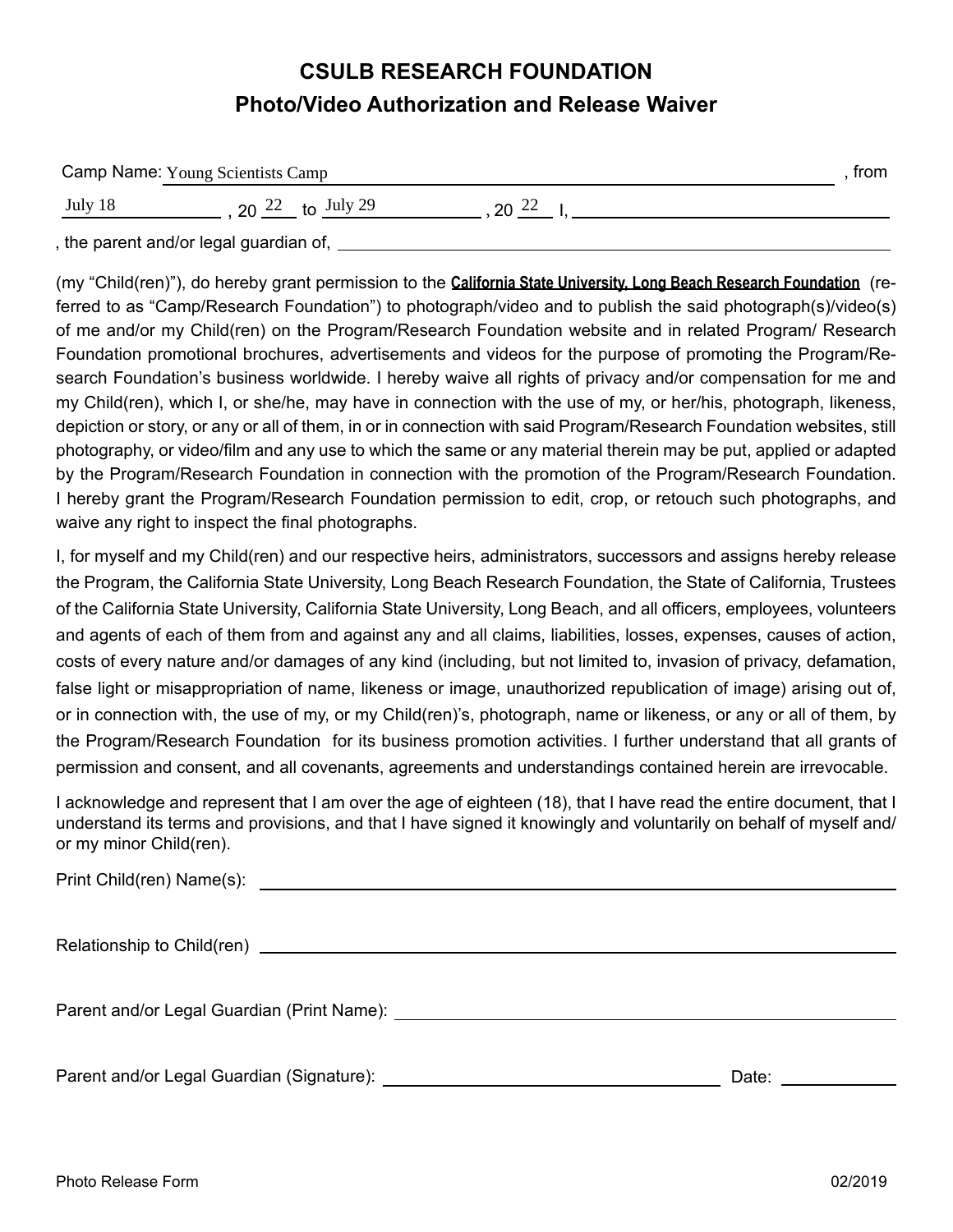# CSULB RESEARCH FOUNDATION

## Photo/Video Authorization and Release Waiver

Camp Name: Young Scientists Camp, from July 18, 20 22 to July 29, 20 22 I, ______________________________

, the parent and/or legal guardian of, ______________________________

(my "Child(ren)"), do hereby grant permission to the **California State University, Long Beach Research Foundation** (referred to as "Camp/Research Foundation") to photograph/video and to publish the said photograph(s)/video(s) of me and/or my Child(ren) on the Program/Research Foundation website and in related Program/ Research Foundation promotional brochures, advertisements and videos for the purpose of promoting the Program/Research Foundation's business worldwide. I hereby waive all rights of privacy and/or compensation for me and my Child(ren), which I, or she/he, may have in connection with the use of my, or her/his, photograph, likeness, depiction or story, or any or all of them, in or in connection with said Program/Research Foundation websites, still photography, or video/film and any use to which the same or any material therein may be put, applied or adapted by the Program/Research Foundation in connection with the promotion of the Program/Research Foundation. I hereby grant the Program/Research Foundation permission to edit, crop, or retouch such photographs, and waive any right to inspect the final photographs.

I, for myself and my Child(ren) and our respective heirs, administrators, successors and assigns hereby release the Program, the California State University, Long Beach Research Foundation, the State of California, Trustees of the California State University, California State University, Long Beach, and all officers, employees, volunteers and agents of each of them from and against any and all claims, liabilities, losses, expenses, causes of action, costs of every nature and/or damages of any kind (including, but not limited to, invasion of privacy, defamation, false light or misappropriation of name, likeness or image, unauthorized republication of image) arising out of, or in connection with, the use of my, or my Child(ren)'s, photograph, name or likeness, or any or all of them, by the Program/Research Foundation for its business promotion activities. I further understand that all grants of permission and consent, and all covenants, agreements and understandings contained herein are irrevocable.

I acknowledge and represent that I am over the age of eighteen (18), that I have read the entire document, that I understand its terms and provisions, and that I have signed it knowingly and voluntarily on behalf of myself and/or my minor Child(ren).

Print Child(ren) Name(s): ______________________________

Relationship to Child(ren) ______________________________

Parent and/or Legal Guardian (Print Name): ______________________________

Parent and/or Legal Guardian (Signature): ______________________________ Date: ____________

Photo Release Form 02/2019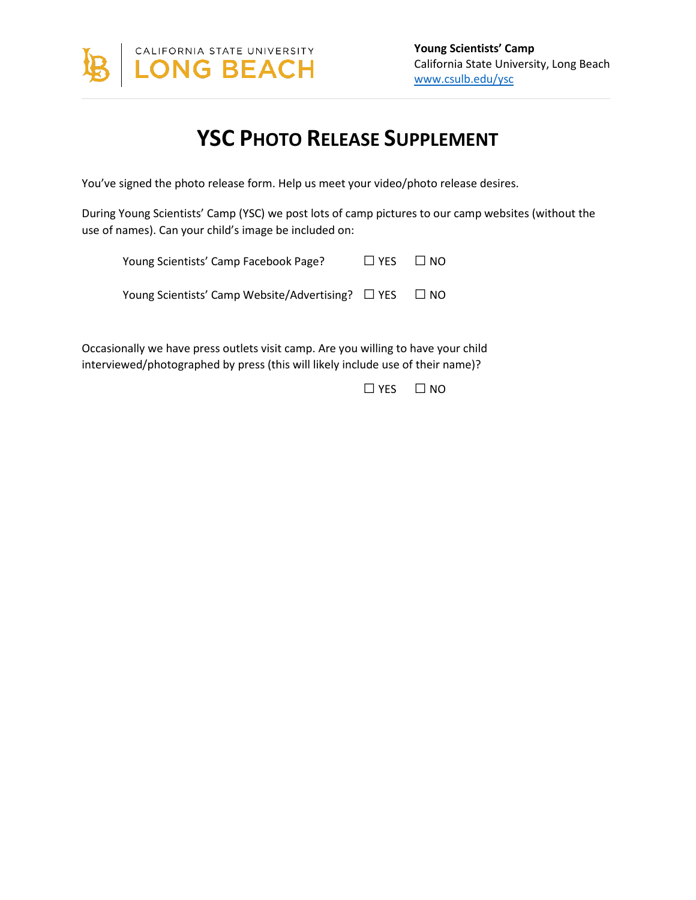**Young Scientists' Camp**
California State University, Long Beach
www.csulb.edu/ysc

# YSC PHOTO RELEASE SUPPLEMENT

You've signed the photo release form. Help us meet your video/photo release desires.

During Young Scientists' Camp (YSC) we post lots of camp pictures to our camp websites (without the use of names). Can your child's image be included on:

Young Scientists' Camp Facebook Page? ☐ YES ☐ NO

Young Scientists' Camp Website/Advertising? ☐ YES ☐ NO

Occasionally we have press outlets visit camp. Are you willing to have your child interviewed/photographed by press (this will likely include use of their name)?

☐ YES ☐ NO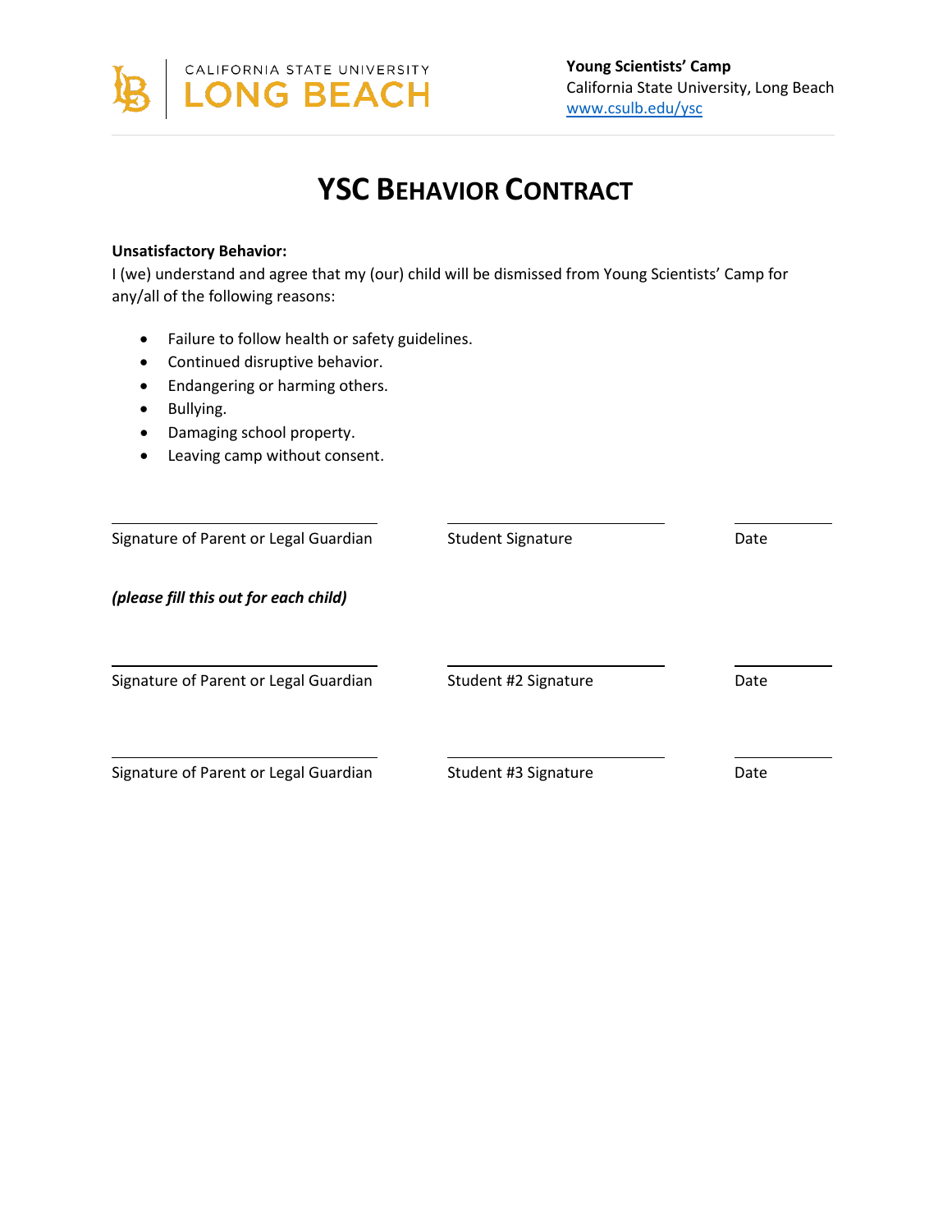Young Scientists' Camp
California State University, Long Beach
www.csulb.edu/ysc

# YSC Behavior Contract

**Unsatisfactory Behavior:**
I (we) understand and agree that my (our) child will be dismissed from Young Scientists' Camp for any/all of the following reasons:

- Failure to follow health or safety guidelines.
- Continued disruptive behavior.
- Endangering or harming others.
- Bullying.
- Damaging school property.
- Leaving camp without consent.

| | | |
|---|---|---|
| Signature of Parent or Legal Guardian | Student Signature | Date |

***(please fill this out for each child)***

| | | |
|---|---|---|
| Signature of Parent or Legal Guardian | Student #2 Signature | Date |
| Signature of Parent or Legal Guardian | Student #3 Signature | Date |